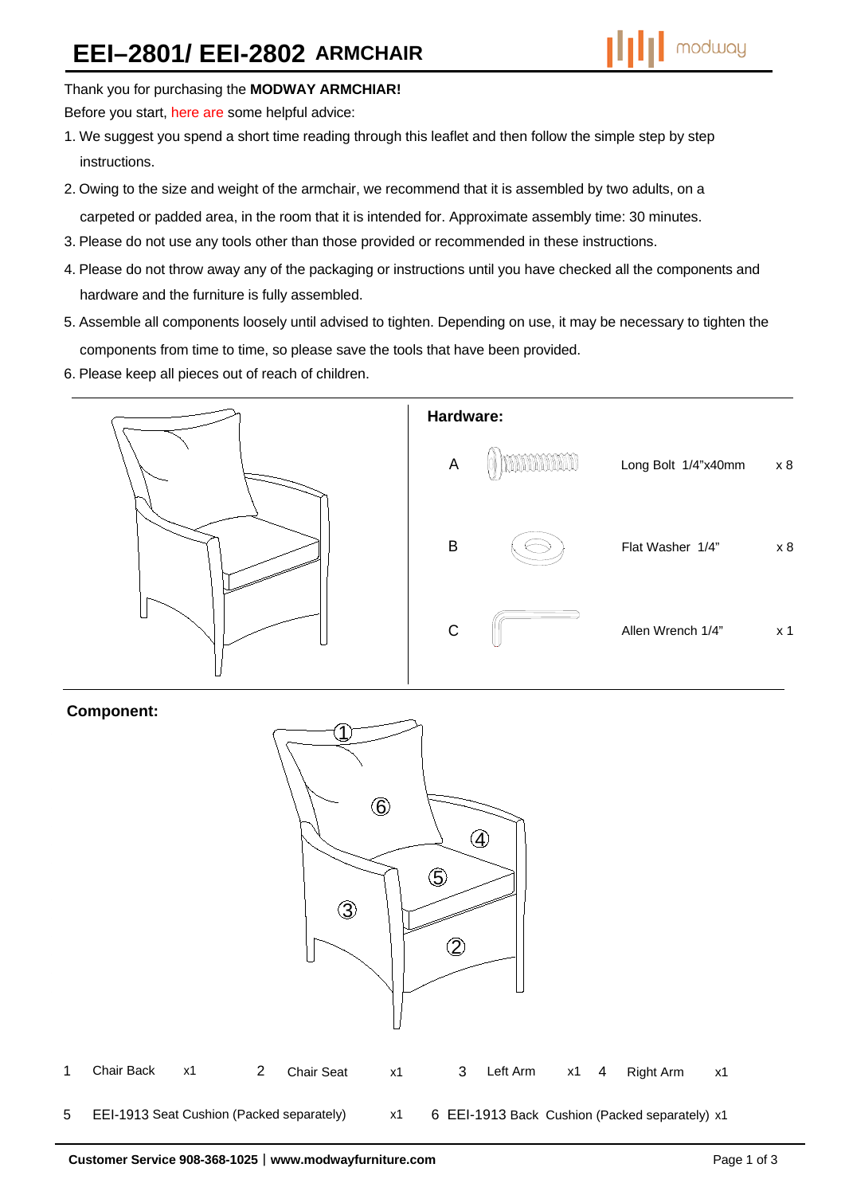# EEI–2801/ EEI-2802 ARMCHAIR

modway

Thank you for purchasing the **MODWAY ARMCHIAR!**

Before you start, here are some helpful advice:

1. We suggest you spend a short time reading through this leaflet and then follow the simple step by step instructions.
2. Owing to the size and weight of the armchair, we recommend that it is assembled by two adults, on a carpeted or padded area, in the room that it is intended for. Approximate assembly time: 30 minutes.
3. Please do not use any tools other than those provided or recommended in these instructions.
4. Please do not throw away any of the packaging or instructions until you have checked all the components and hardware and the furniture is fully assembled.
5. Assemble all components loosely until advised to tighten. Depending on use, it may be necessary to tighten the components from time to time, so please save the tools that have been provided.
6. Please keep all pieces out of reach of children.

**Hardware:**

| | Description | Qty |
|---|---|---|
| A | Long Bolt 1/4"x40mm | x 8 |
| B | Flat Washer 1/4" | x 8 |
| C | Allen Wrench 1/4" | x 1 |

**Component:**

| No. | Component | Qty |
|---|---|---|
| 1 | Chair Back | x1 |
| 2 | Chair Seat | x1 |
| 3 | Left Arm | x1 |
| 4 | Right Arm | x1 |
| 5 | EEI-1913 Seat Cushion (Packed separately) | x1 |
| 6 | EEI-1913 Back Cushion (Packed separately) | x1 |

**Customer Service 908-368-1025** | **www.modwayfurniture.com**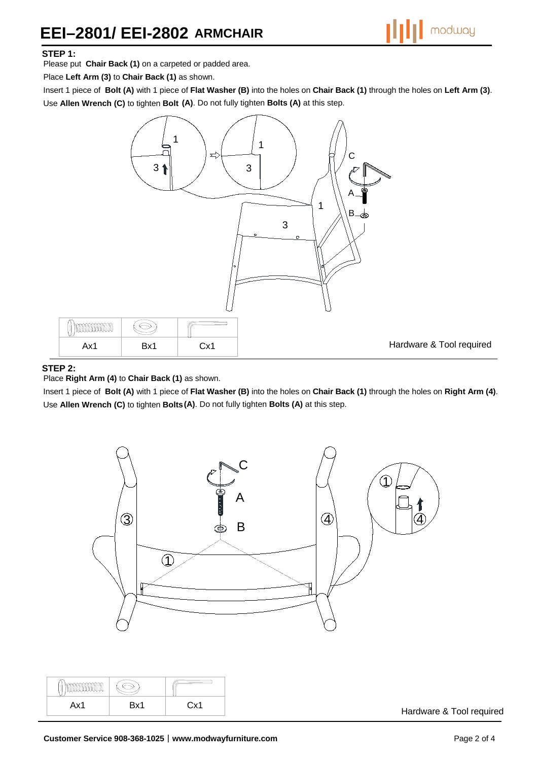# EEI–2801/ EEI-2802 ARMCHAIR

### STEP 1:

Please put **Chair Back (1)** on a carpeted or padded area.

Place **Left Arm (3)** to **Chair Back (1)** as shown.

Insert 1 piece of **Bolt (A)** with 1 piece of **Flat Washer (B)** into the holes on **Chair Back (1)** through the holes on **Left Arm (3)**.

Use **Allen Wrench (C)** to tighten **Bolt (A)**. Do not fully tighten **Bolts (A)** at this step.

| Ax1 | Bx1 | Cx1 |
|---|---|---|

Hardware & Tool required

### STEP 2:

Place **Right Arm (4)** to **Chair Back (1)** as shown.

Insert 1 piece of **Bolt (A)** with 1 piece of **Flat Washer (B)** into the holes on **Chair Back (1)** through the holes on **Right Arm (4)**.

Use **Allen Wrench (C)** to tighten **Bolts (A)**. Do not fully tighten **Bolts (A)** at this step.

| Ax1 | Bx1 | Cx1 |
|---|---|---|

Hardware & Tool required

**Customer Service 908-368-1025** | **www.modwayfurniture.com**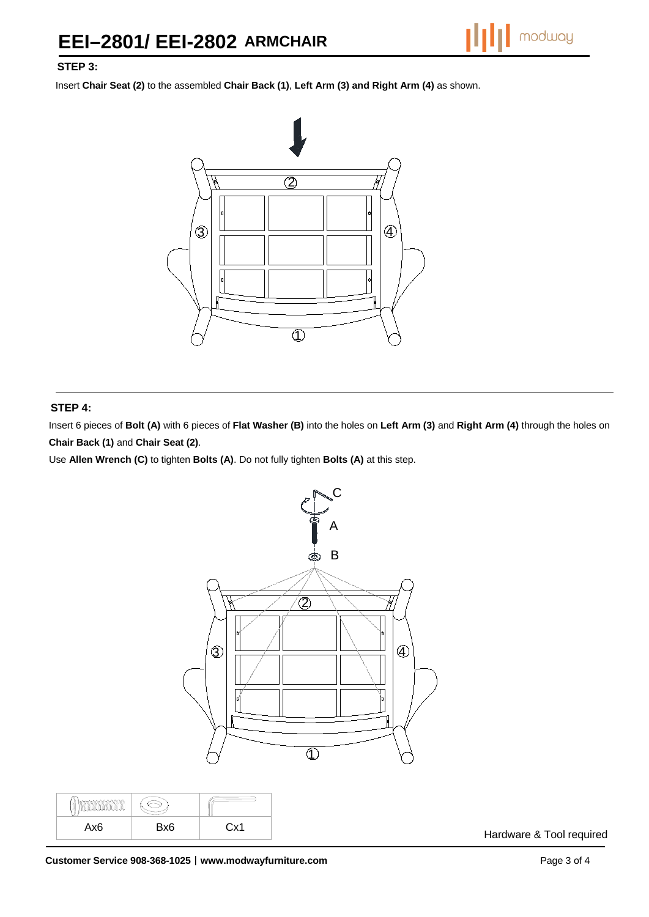# EEI–2801/ EEI-2802 ARMCHAIR

### STEP 3:

Insert **Chair Seat (2)** to the assembled **Chair Back (1)**, **Left Arm (3) and Right Arm (4)** as shown.

### STEP 4:

Insert 6 pieces of **Bolt (A)** with 6 pieces of **Flat Washer (B)** into the holes on **Left Arm (3)** and **Right Arm (4)** through the holes on **Chair Back (1)** and **Chair Seat (2)**.

Use **Allen Wrench (C)** to tighten **Bolts (A)**. Do not fully tighten **Bolts (A)** at this step.

| Ax6 | Bx6 | Cx1 |
|---|---|---|

Hardware & Tool required

**Customer Service 908-368-1025** | **www.modwayfurniture.com**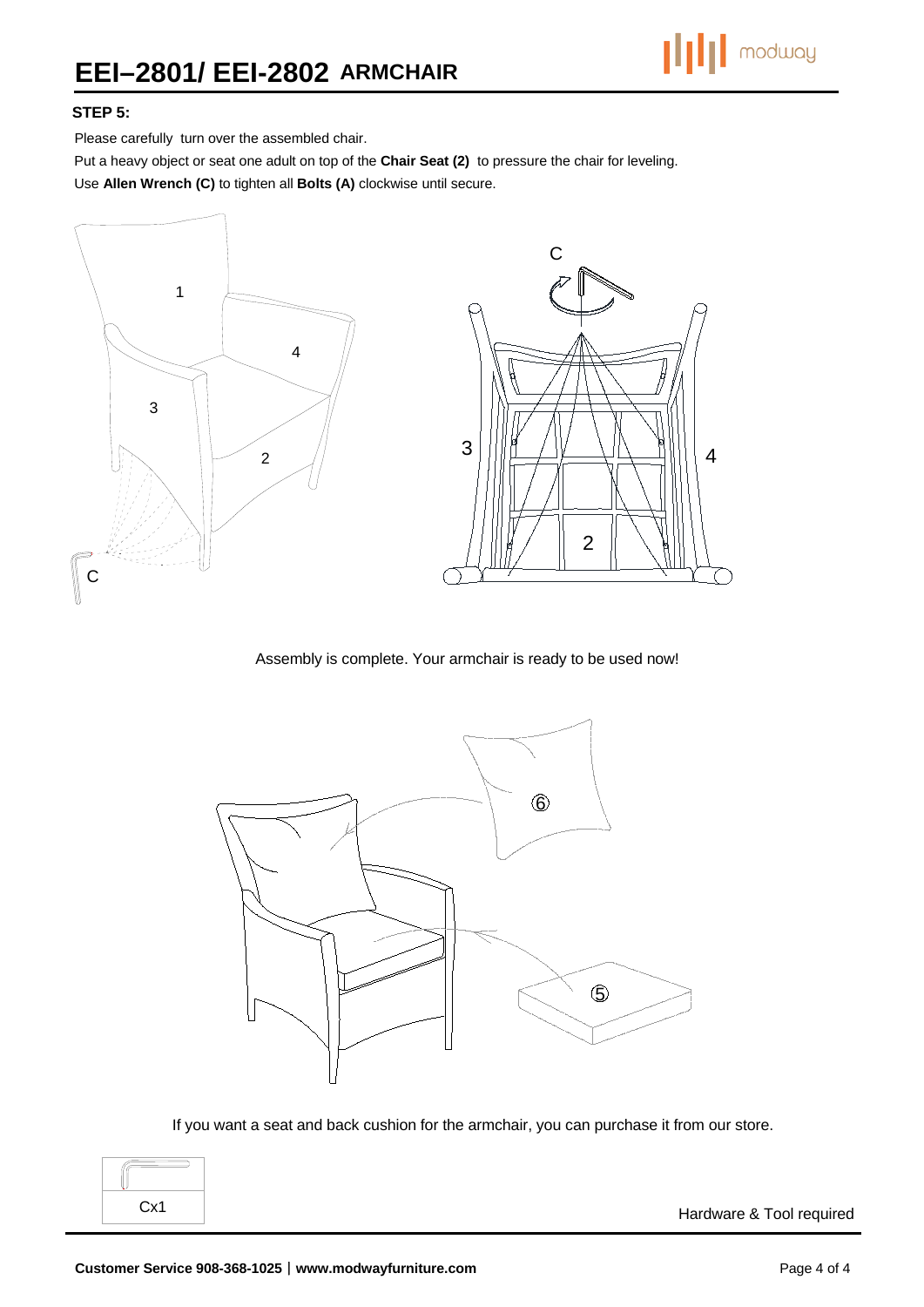# EEI–2801/ EEI-2802 ARMCHAIR

**STEP 5:**

Please carefully turn over the assembled chair.

Put a heavy object or seat one adult on top of the **Chair Seat (2)** to pressure the chair for leveling.

Use **Allen Wrench (C)** to tighten all **Bolts (A)** clockwise until secure.

1
4
3
2
C

C
3
4
2

Assembly is complete. Your armchair is ready to be used now!

⑥
⑤

If you want a seat and back cushion for the armchair, you can purchase it from our store.

| |
|---|
| Cx1 |

Hardware & Tool required

**Customer Service 908-368-1025** | **www.modwayfurniture.com**